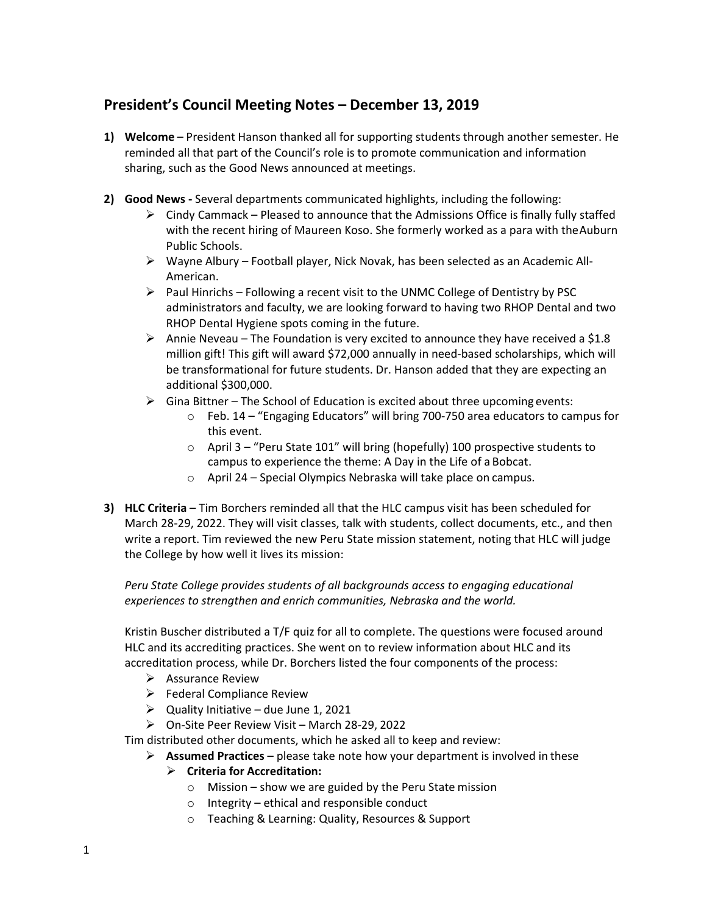## President's Council Meeting Notes – December 13, 2019

1) **Welcome** – President Hanson thanked all for supporting students through another semester. He reminded all that part of the Council's role is to promote communication and information sharing, such as the Good News announced at meetings.

2) **Good News -** Several departments communicated highlights, including the following:
   - Cindy Cammack – Pleased to announce that the Admissions Office is finally fully staffed with the recent hiring of Maureen Koso. She formerly worked as a para with the Auburn Public Schools.
   - Wayne Albury – Football player, Nick Novak, has been selected as an Academic All-American.
   - Paul Hinrichs – Following a recent visit to the UNMC College of Dentistry by PSC administrators and faculty, we are looking forward to having two RHOP Dental and two RHOP Dental Hygiene spots coming in the future.
   - Annie Neveau – The Foundation is very excited to announce they have received a $1.8 million gift! This gift will award $72,000 annually in need-based scholarships, which will be transformational for future students. Dr. Hanson added that they are expecting an additional $300,000.
   - Gina Bittner – The School of Education is excited about three upcoming events:
     - Feb. 14 – "Engaging Educators" will bring 700-750 area educators to campus for this event.
     - April 3 – "Peru State 101" will bring (hopefully) 100 prospective students to campus to experience the theme: A Day in the Life of a Bobcat.
     - April 24 – Special Olympics Nebraska will take place on campus.

3) **HLC Criteria** – Tim Borchers reminded all that the HLC campus visit has been scheduled for March 28-29, 2022. They will visit classes, talk with students, collect documents, etc., and then write a report. Tim reviewed the new Peru State mission statement, noting that HLC will judge the College by how well it lives its mission:

   *Peru State College provides students of all backgrounds access to engaging educational experiences to strengthen and enrich communities, Nebraska and the world.*

   Kristin Buscher distributed a T/F quiz for all to complete. The questions were focused around HLC and its accrediting practices. She went on to review information about HLC and its accreditation process, while Dr. Borchers listed the four components of the process:
   - Assurance Review
   - Federal Compliance Review
   - Quality Initiative – due June 1, 2021
   - On-Site Peer Review Visit – March 28-29, 2022

   Tim distributed other documents, which he asked all to keep and review:
   - **Assumed Practices** – please take note how your department is involved in these
   - **Criteria for Accreditation:**
     - Mission – show we are guided by the Peru State mission
     - Integrity – ethical and responsible conduct
     - Teaching & Learning: Quality, Resources & Support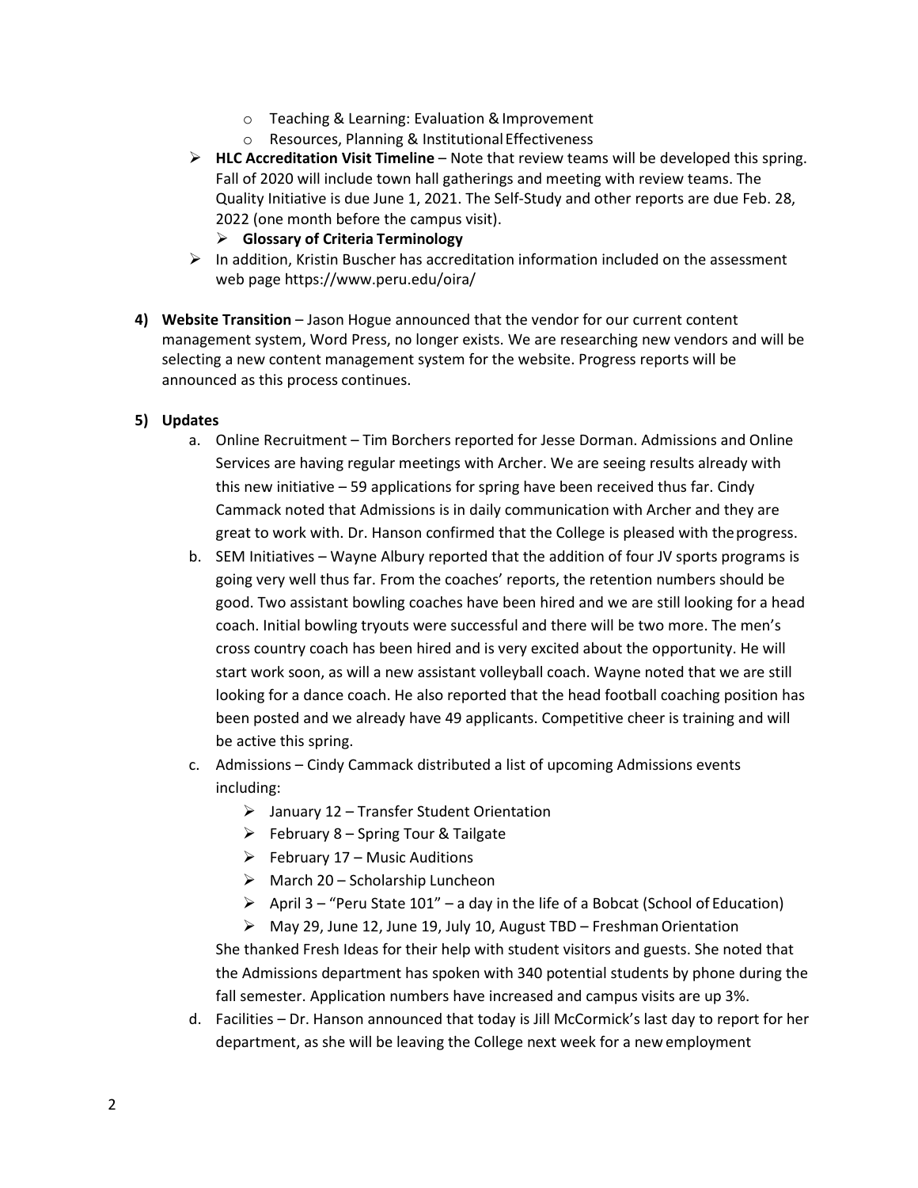- Teaching & Learning: Evaluation & Improvement
  - Resources, Planning & Institutional Effectiveness
- **HLC Accreditation Visit Timeline** – Note that review teams will be developed this spring. Fall of 2020 will include town hall gatherings and meeting with review teams. The Quality Initiative is due June 1, 2021. The Self-Study and other reports are due Feb. 28, 2022 (one month before the campus visit).
  - **Glossary of Criteria Terminology**
- In addition, Kristin Buscher has accreditation information included on the assessment web page https://www.peru.edu/oira/

**4) Website Transition** – Jason Hogue announced that the vendor for our current content management system, Word Press, no longer exists. We are researching new vendors and will be selecting a new content management system for the website. Progress reports will be announced as this process continues.

**5) Updates**

a. Online Recruitment – Tim Borchers reported for Jesse Dorman. Admissions and Online Services are having regular meetings with Archer. We are seeing results already with this new initiative – 59 applications for spring have been received thus far. Cindy Cammack noted that Admissions is in daily communication with Archer and they are great to work with. Dr. Hanson confirmed that the College is pleased with the progress.

b. SEM Initiatives – Wayne Albury reported that the addition of four JV sports programs is going very well thus far. From the coaches' reports, the retention numbers should be good. Two assistant bowling coaches have been hired and we are still looking for a head coach. Initial bowling tryouts were successful and there will be two more. The men's cross country coach has been hired and is very excited about the opportunity. He will start work soon, as will a new assistant volleyball coach. Wayne noted that we are still looking for a dance coach. He also reported that the head football coaching position has been posted and we already have 49 applicants. Competitive cheer is training and will be active this spring.

c. Admissions – Cindy Cammack distributed a list of upcoming Admissions events including:
   - January 12 – Transfer Student Orientation
   - February 8 – Spring Tour & Tailgate
   - February 17 – Music Auditions
   - March 20 – Scholarship Luncheon
   - April 3 – "Peru State 101" – a day in the life of a Bobcat (School of Education)
   - May 29, June 12, June 19, July 10, August TBD – Freshman Orientation

   She thanked Fresh Ideas for their help with student visitors and guests. She noted that the Admissions department has spoken with 340 potential students by phone during the fall semester. Application numbers have increased and campus visits are up 3%.

d. Facilities – Dr. Hanson announced that today is Jill McCormick's last day to report for her department, as she will be leaving the College next week for a new employment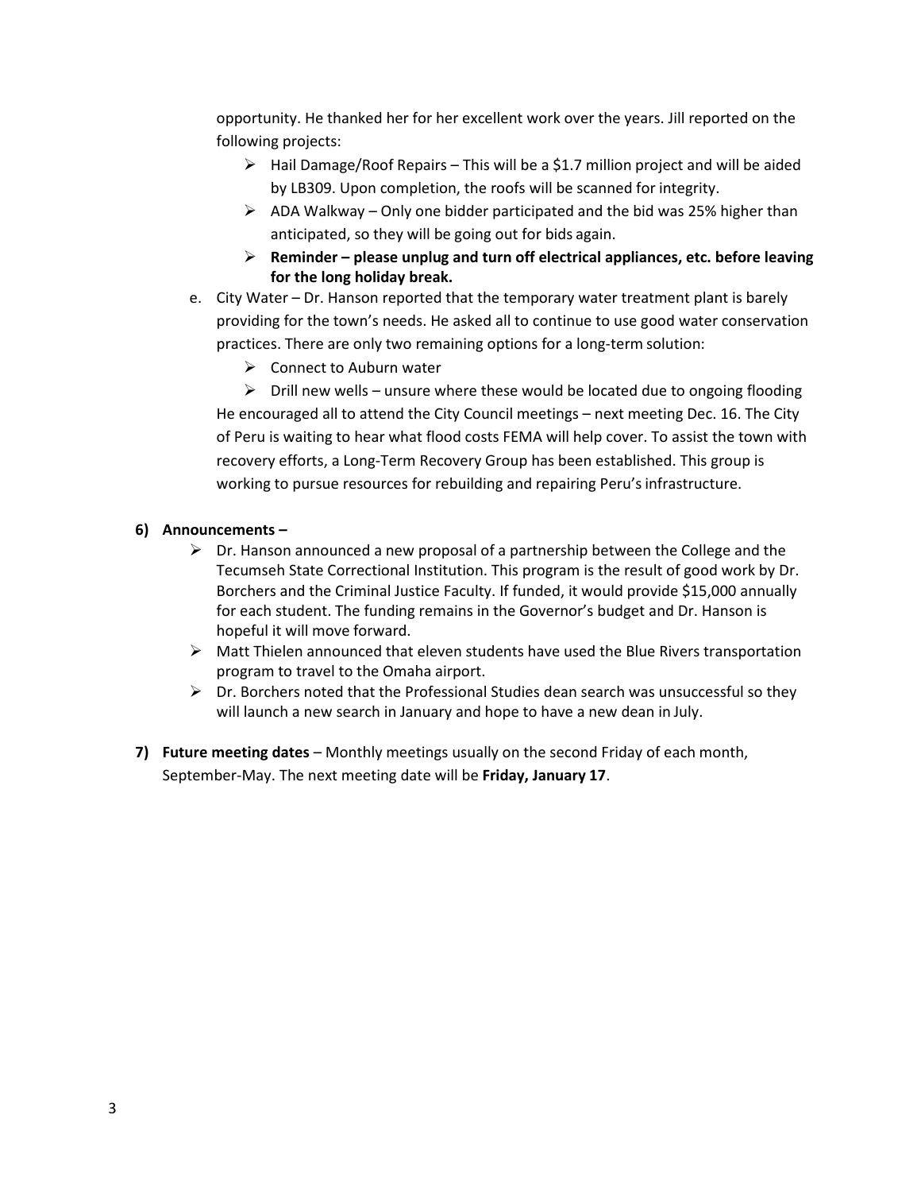opportunity. He thanked her for her excellent work over the years. Jill reported on the following projects:

- Hail Damage/Roof Repairs – This will be a $1.7 million project and will be aided by LB309. Upon completion, the roofs will be scanned for integrity.
- ADA Walkway – Only one bidder participated and the bid was 25% higher than anticipated, so they will be going out for bids again.
- **Reminder – please unplug and turn off electrical appliances, etc. before leaving for the long holiday break.**

e. City Water – Dr. Hanson reported that the temporary water treatment plant is barely providing for the town's needs. He asked all to continue to use good water conservation practices. There are only two remaining options for a long-term solution:

- Connect to Auburn water
- Drill new wells – unsure where these would be located due to ongoing flooding

He encouraged all to attend the City Council meetings – next meeting Dec. 16. The City of Peru is waiting to hear what flood costs FEMA will help cover. To assist the town with recovery efforts, a Long-Term Recovery Group has been established. This group is working to pursue resources for rebuilding and repairing Peru's infrastructure.

**6) Announcements –**

- Dr. Hanson announced a new proposal of a partnership between the College and the Tecumseh State Correctional Institution. This program is the result of good work by Dr. Borchers and the Criminal Justice Faculty. If funded, it would provide $15,000 annually for each student. The funding remains in the Governor's budget and Dr. Hanson is hopeful it will move forward.
- Matt Thielen announced that eleven students have used the Blue Rivers transportation program to travel to the Omaha airport.
- Dr. Borchers noted that the Professional Studies dean search was unsuccessful so they will launch a new search in January and hope to have a new dean in July.

**7) Future meeting dates** – Monthly meetings usually on the second Friday of each month, September-May. The next meeting date will be **Friday, January 17**.